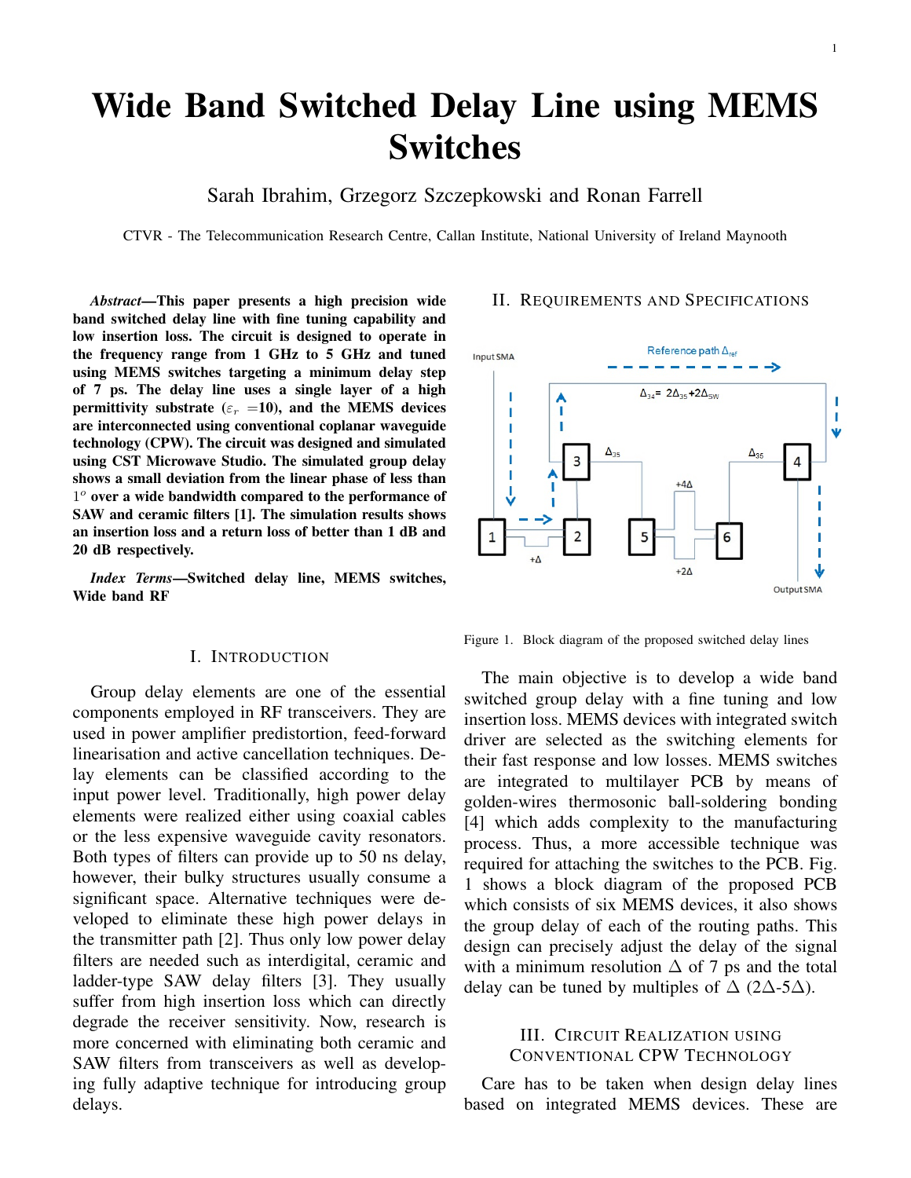# Wide Band Switched Delay Line using MEMS Switches

Sarah Ibrahim, Grzegorz Szczepkowski and Ronan Farrell

CTVR - The Telecommunication Research Centre, Callan Institute, National University of Ireland Maynooth

***Abstract*—This paper presents a high precision wide band switched delay line with fine tuning capability and low insertion loss. The circuit is designed to operate in the frequency range from 1 GHz to 5 GHz and tuned using MEMS switches targeting a minimum delay step of 7 ps. The delay line uses a single layer of a high permittivity substrate ($\varepsilon_r$ =10), and the MEMS devices are interconnected using conventional coplanar waveguide technology (CPW). The circuit was designed and simulated using CST Microwave Studio. The simulated group delay shows a small deviation from the linear phase of less than $1^o$ over a wide bandwidth compared to the performance of SAW and ceramic filters [1]. The simulation results shows an insertion loss and a return loss of better than 1 dB and 20 dB respectively.**

***Index Terms*—Switched delay line, MEMS switches, Wide band RF**

## I. Introduction

Group delay elements are one of the essential components employed in RF transceivers. They are used in power amplifier predistortion, feed-forward linearisation and active cancellation techniques. Delay elements can be classified according to the input power level. Traditionally, high power delay elements were realized either using coaxial cables or the less expensive waveguide cavity resonators. Both types of filters can provide up to 50 ns delay, however, their bulky structures usually consume a significant space. Alternative techniques were developed to eliminate these high power delays in the transmitter path [2]. Thus only low power delay filters are needed such as interdigital, ceramic and ladder-type SAW delay filters [3]. They usually suffer from high insertion loss which can directly degrade the receiver sensitivity. Now, research is more concerned with eliminating both ceramic and SAW filters from transceivers as well as developing fully adaptive technique for introducing group delays.

## II. Requirements and Specifications

Figure 1. Block diagram of the proposed switched delay lines

The main objective is to develop a wide band switched group delay with a fine tuning and low insertion loss. MEMS devices with integrated switch driver are selected as the switching elements for their fast response and low losses. MEMS switches are integrated to multilayer PCB by means of golden-wires thermosonic ball-soldering bonding [4] which adds complexity to the manufacturing process. Thus, a more accessible technique was required for attaching the switches to the PCB. Fig. 1 shows a block diagram of the proposed PCB which consists of six MEMS devices, it also shows the group delay of each of the routing paths. This design can precisely adjust the delay of the signal with a minimum resolution $\Delta$ of 7 ps and the total delay can be tuned by multiples of $\Delta$ ($2\Delta$-$5\Delta$).

## III. Circuit Realization using Conventional CPW Technology

Care has to be taken when design delay lines based on integrated MEMS devices. These are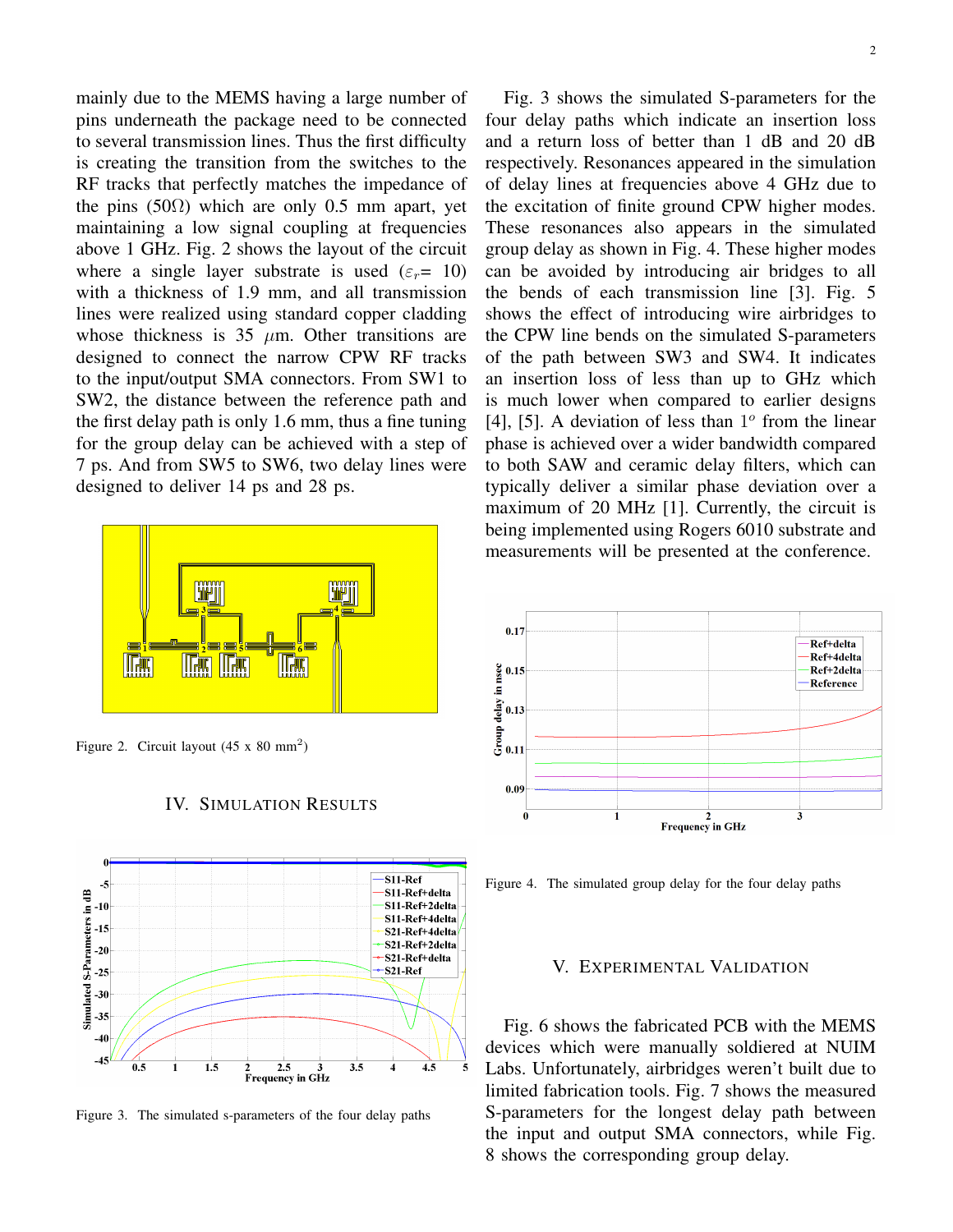mainly due to the MEMS having a large number of pins underneath the package need to be connected to several transmission lines. Thus the first difficulty is creating the transition from the switches to the RF tracks that perfectly matches the impedance of the pins (50Ω) which are only 0.5 mm apart, yet maintaining a low signal coupling at frequencies above 1 GHz. Fig. 2 shows the layout of the circuit where a single layer substrate is used ($\varepsilon_r$= 10) with a thickness of 1.9 mm, and all transmission lines were realized using standard copper cladding whose thickness is 35 $\mu$m. Other transitions are designed to connect the narrow CPW RF tracks to the input/output SMA connectors. From SW1 to SW2, the distance between the reference path and the first delay path is only 1.6 mm, thus a fine tuning for the group delay can be achieved with a step of 7 ps. And from SW5 to SW6, two delay lines were designed to deliver 14 ps and 28 ps.

Figure 2. Circuit layout (45 x 80 mm$^2$)

## IV. Simulation Results

Figure 3. The simulated s-parameters of the four delay paths

Fig. 3 shows the simulated S-parameters for the four delay paths which indicate an insertion loss and a return loss of better than 1 dB and 20 dB respectively. Resonances appeared in the simulation of delay lines at frequencies above 4 GHz due to the excitation of finite ground CPW higher modes. These resonances also appears in the simulated group delay as shown in Fig. 4. These higher modes can be avoided by introducing air bridges to all the bends of each transmission line [3]. Fig. 5 shows the effect of introducing wire airbridges to the CPW line bends on the simulated S-parameters of the path between SW3 and SW4. It indicates an insertion loss of less than up to GHz which is much lower when compared to earlier designs [4], [5]. A deviation of less than $1^o$ from the linear phase is achieved over a wider bandwidth compared to both SAW and ceramic delay filters, which can typically deliver a similar phase deviation over a maximum of 20 MHz [1]. Currently, the circuit is being implemented using Rogers 6010 substrate and measurements will be presented at the conference.

Figure 4. The simulated group delay for the four delay paths

## V. Experimental Validation

Fig. 6 shows the fabricated PCB with the MEMS devices which were manually soldiered at NUIM Labs. Unfortunately, airbridges weren't built due to limited fabrication tools. Fig. 7 shows the measured S-parameters for the longest delay path between the input and output SMA connectors, while Fig. 8 shows the corresponding group delay.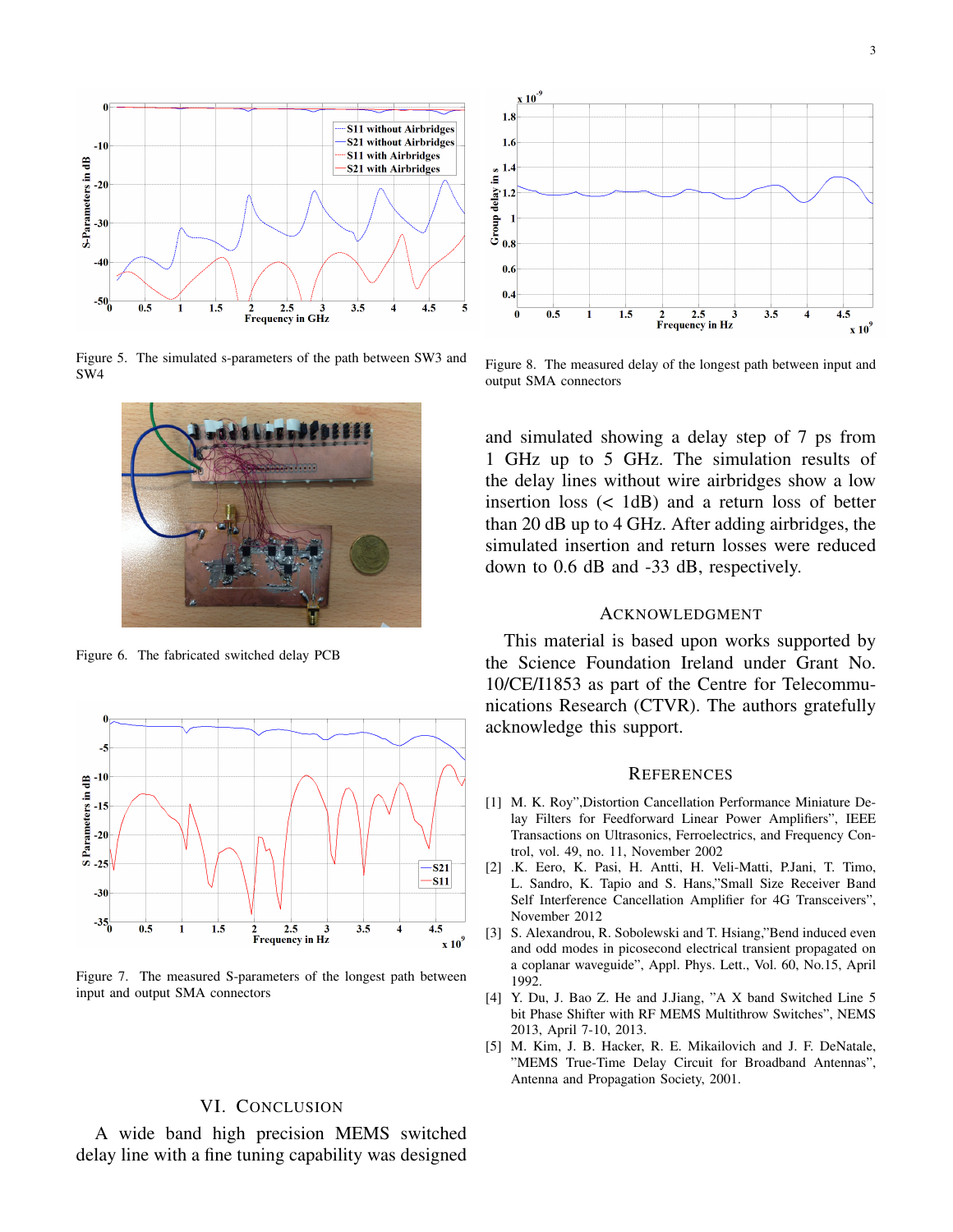0

-10

-20

-30

-40

-50

S-Parameters in dB

0 0.5 1 1.5 2 2.5 3 3.5 4 4.5 5

Frequency in GHz

S11 without Airbridges
S21 without Airbridges
S11 with Airbridges
S21 with Airbridges

Figure 5. The simulated s-parameters of the path between SW3 and SW4

Figure 6. The fabricated switched delay PCB

0

-5

-10

-15

-20

-25

-30

-35

S Parameters in dB

0 0.5 1 1.5 2 2.5 3 3.5 4 4.5

Frequency in Hz

x 10^9

S21
S11

Figure 7. The measured S-parameters of the longest path between input and output SMA connectors

## VI. Conclusion

A wide band high precision MEMS switched delay line with a fine tuning capability was designed and simulated showing a delay step of 7 ps from 1 GHz up to 5 GHz. The simulation results of the delay lines without wire airbridges show a low insertion loss (< 1dB) and a return loss of better than 20 dB up to 4 GHz. After adding airbridges, the simulated insertion and return losses were reduced down to 0.6 dB and -33 dB, respectively.

x 10^-9

1.8

1.6

1.4

1.2

1

0.8

0.6

0.4

Group delay in s

0 0.5 1 1.5 2 2.5 3 3.5 4 4.5

Frequency in Hz

x 10^9

Figure 8. The measured delay of the longest path between input and output SMA connectors

## Acknowledgment

This material is based upon works supported by the Science Foundation Ireland under Grant No. 10/CE/I1853 as part of the Centre for Telecommunications Research (CTVR). The authors gratefully acknowledge this support.

## References

[1] M. K. Roy",Distortion Cancellation Performance Miniature Delay Filters for Feedforward Linear Power Amplifiers", IEEE Transactions on Ultrasonics, Ferroelectrics, and Frequency Control, vol. 49, no. 11, November 2002

[2] .K. Eero, K. Pasi, H. Antti, H. Veli-Matti, P.Jani, T. Timo, L. Sandro, K. Tapio and S. Hans,"Small Size Receiver Band Self Interference Cancellation Amplifier for 4G Transceivers", November 2012

[3] S. Alexandrou, R. Sobolewski and T. Hsiang,"Bend induced even and odd modes in picosecond electrical transient propagated on a coplanar waveguide", Appl. Phys. Lett., Vol. 60, No.15, April 1992.

[4] Y. Du, J. Bao Z. He and J.Jiang, "A X band Switched Line 5 bit Phase Shifter with RF MEMS Multithrow Switches", NEMS 2013, April 7-10, 2013.

[5] M. Kim, J. B. Hacker, R. E. Mikailovich and J. F. DeNatale, "MEMS True-Time Delay Circuit for Broadband Antennas", Antenna and Propagation Society, 2001.